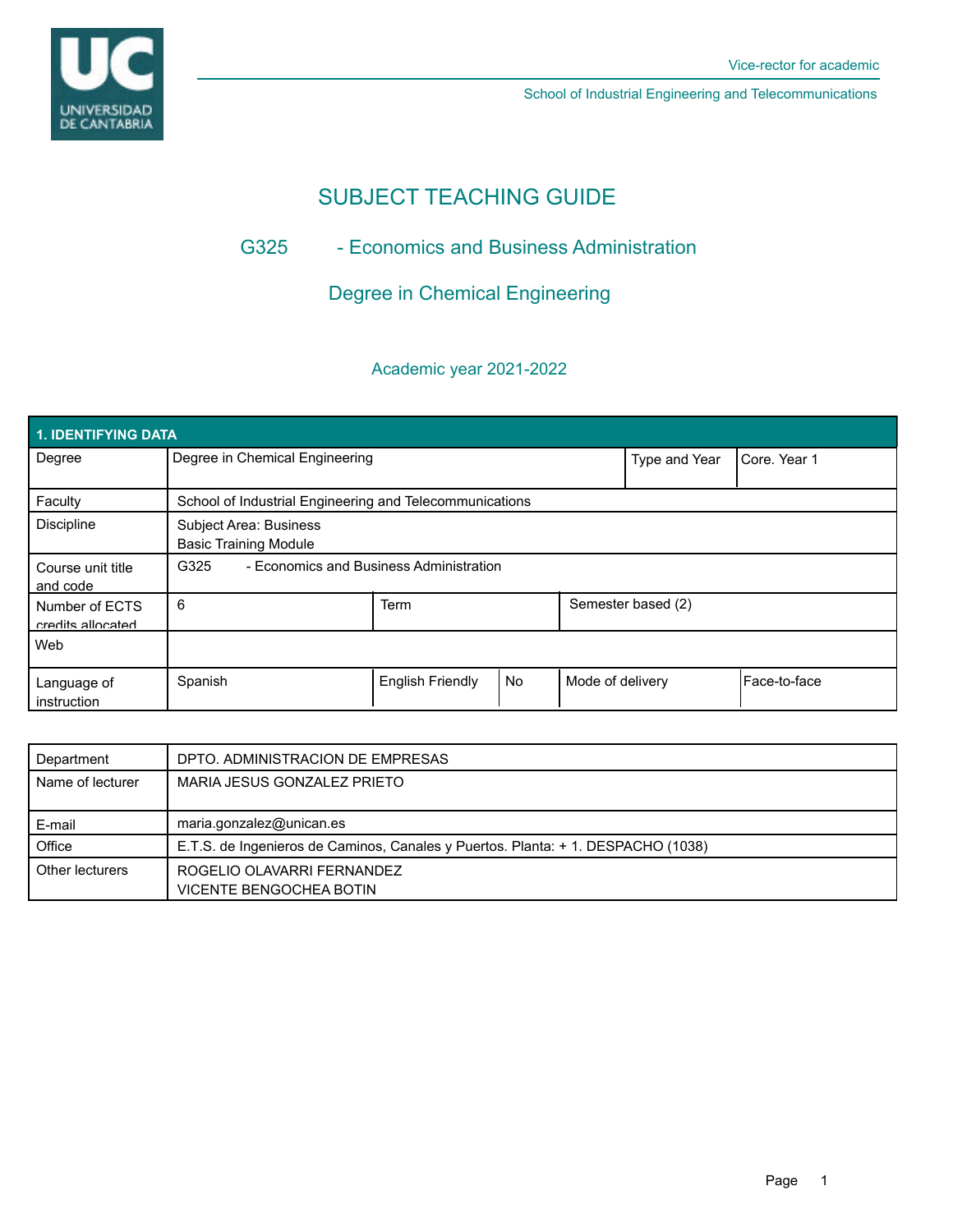# SUBJECT TEACHING GUIDE

## G325 - Economics and Business Administration

## Degree in Chemical Engineering

### Academic year 2021-2022

| 1. IDENTIFYING DATA | | | | | |
|---|---|---|---|---|---|
| Degree | Degree in Chemical Engineering | | | Type and Year | Core. Year 1 |
| Faculty | School of Industrial Engineering and Telecommunications | | | | |
| Discipline | Subject Area: Business<br>Basic Training Module | | | | |
| Course unit title and code | G325 - Economics and Business Administration | | | | |
| Number of ECTS credits allocated | 6 | Term | | Semester based (2) | |
| Web | | | | | |
| Language of instruction | Spanish | English Friendly | No | Mode of delivery | Face-to-face |

| | |
|---|---|
| Department | DPTO. ADMINISTRACION DE EMPRESAS |
| Name of lecturer | MARIA JESUS GONZALEZ PRIETO |
| E-mail | maria.gonzalez@unican.es |
| Office | E.T.S. de Ingenieros de Caminos, Canales y Puertos. Planta: + 1. DESPACHO (1038) |
| Other lecturers | ROGELIO OLAVARRI FERNANDEZ<br>VICENTE BENGOCHEA BOTIN |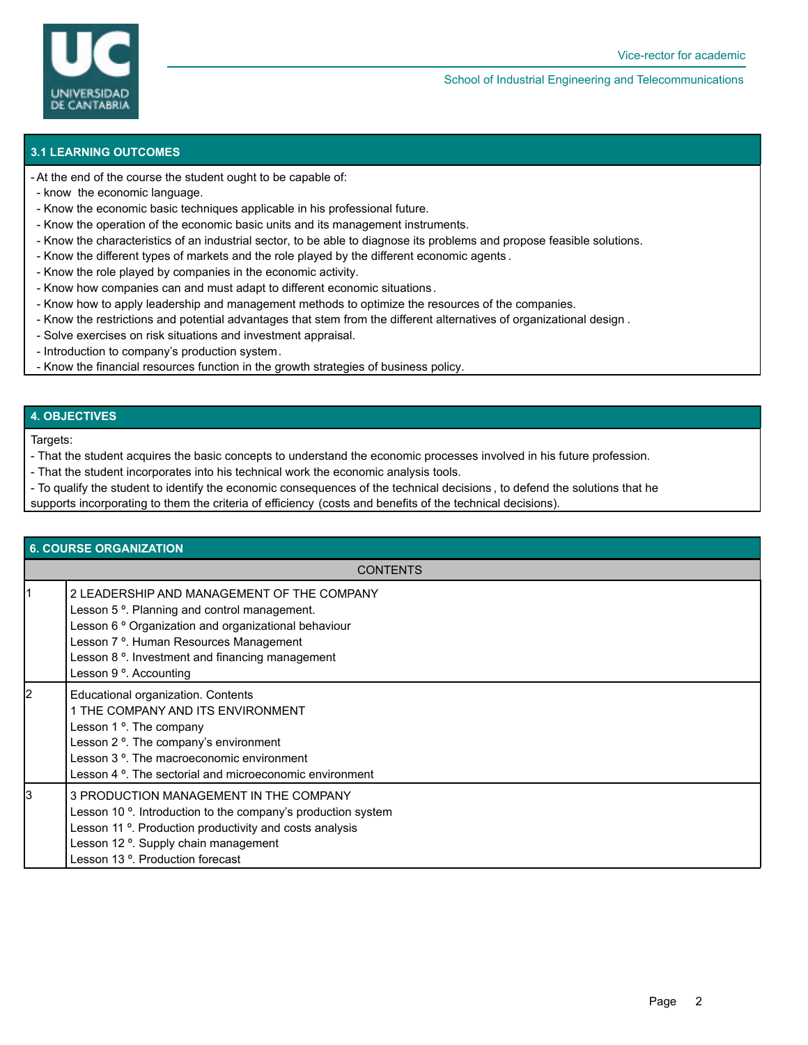## 3.1 LEARNING OUTCOMES

- At the end of the course the student ought to be capable of:
  - know the economic language.
  - Know the economic basic techniques applicable in his professional future.
  - Know the operation of the economic basic units and its management instruments.
  - Know the characteristics of an industrial sector, to be able to diagnose its problems and propose feasible solutions.
  - Know the different types of markets and the role played by the different economic agents.
  - Know the role played by companies in the economic activity.
  - Know how companies can and must adapt to different economic situations.
  - Know how to apply leadership and management methods to optimize the resources of the companies.
  - Know the restrictions and potential advantages that stem from the different alternatives of organizational design.
  - Solve exercises on risk situations and investment appraisal.
  - Introduction to company's production system.
  - Know the financial resources function in the growth strategies of business policy.

## 4. OBJECTIVES

Targets:

- That the student acquires the basic concepts to understand the economic processes involved in his future profession.
- That the student incorporates into his technical work the economic analysis tools.
- To qualify the student to identify the economic consequences of the technical decisions, to defend the solutions that he supports incorporating to them the criteria of efficiency (costs and benefits of the technical decisions).

## 6. COURSE ORGANIZATION

| | CONTENTS |
|---|---|
| 1 | 2 LEADERSHIP AND MANAGEMENT OF THE COMPANY<br>Lesson 5 º. Planning and control management.<br>Lesson 6 º Organization and organizational behaviour<br>Lesson 7 º. Human Resources Management<br>Lesson 8 º. Investment and financing management<br>Lesson 9 º. Accounting |
| 2 | Educational organization. Contents<br>1 THE COMPANY AND ITS ENVIRONMENT<br>Lesson 1 º. The company<br>Lesson 2 º. The company's environment<br>Lesson 3 º. The macroeconomic environment<br>Lesson 4 º. The sectorial and microeconomic environment |
| 3 | 3 PRODUCTION MANAGEMENT IN THE COMPANY<br>Lesson 10 º. Introduction to the company's production system<br>Lesson 11 º. Production productivity and costs analysis<br>Lesson 12 º. Supply chain management<br>Lesson 13 º. Production forecast |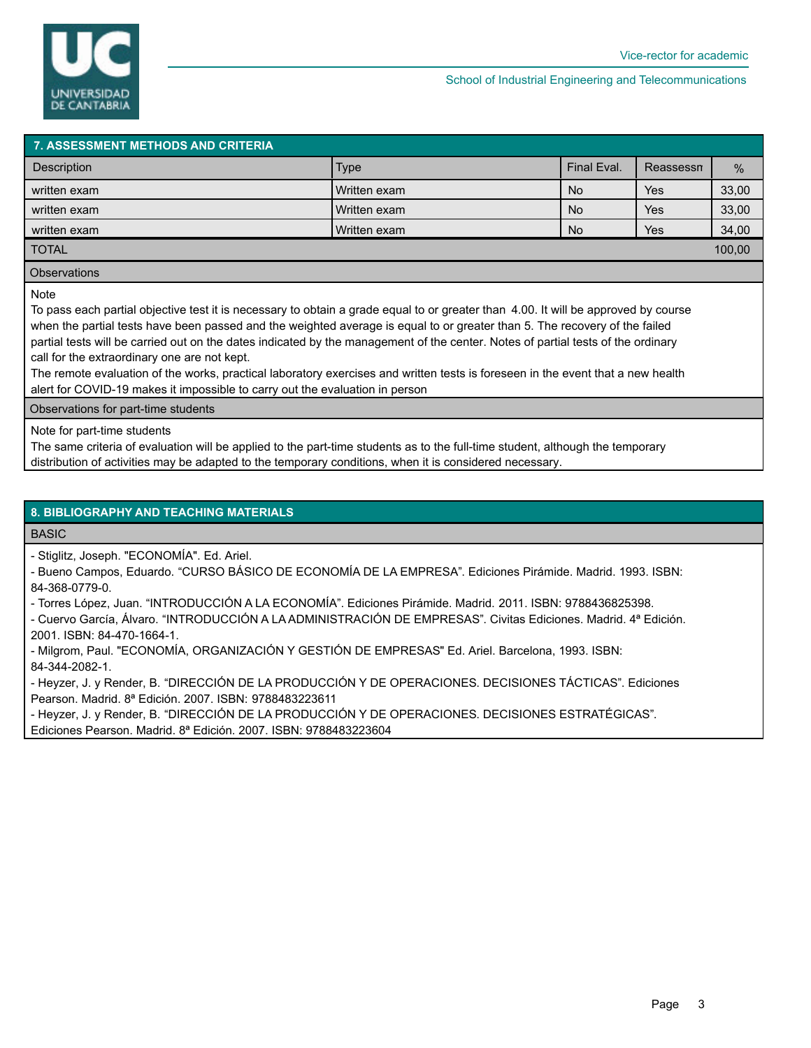## 7. ASSESSMENT METHODS AND CRITERIA

| Description | Type | Final Eval. | Reassessn | % |
|---|---|---|---|---|
| written exam | Written exam | No | Yes | 33,00 |
| written exam | Written exam | No | Yes | 33,00 |
| written exam | Written exam | No | Yes | 34,00 |
| TOTAL | | | | 100,00 |

**Observations**

Note
To pass each partial objective test it is necessary to obtain a grade equal to or greater than 4.00. It will be approved by course when the partial tests have been passed and the weighted average is equal to or greater than 5. The recovery of the failed partial tests will be carried out on the dates indicated by the management of the center. Notes of partial tests of the ordinary call for the extraordinary one are not kept.
The remote evaluation of the works, practical laboratory exercises and written tests is foreseen in the event that a new health alert for COVID-19 makes it impossible to carry out the evaluation in person

**Observations for part-time students**

Note for part-time students
The same criteria of evaluation will be applied to the part-time students as to the full-time student, although the temporary distribution of activities may be adapted to the temporary conditions, when it is considered necessary.

## 8. BIBLIOGRAPHY AND TEACHING MATERIALS

**BASIC**

- Stiglitz, Joseph. "ECONOMÍA". Ed. Ariel.
- Bueno Campos, Eduardo. "CURSO BÁSICO DE ECONOMÍA DE LA EMPRESA". Ediciones Pirámide. Madrid. 1993. ISBN: 84-368-0779-0.
- Torres López, Juan. "INTRODUCCIÓN A LA ECONOMÍA". Ediciones Pirámide. Madrid. 2011. ISBN: 9788436825398.
- Cuervo García, Álvaro. "INTRODUCCIÓN A LA ADMINISTRACIÓN DE EMPRESAS". Civitas Ediciones. Madrid. 4ª Edición. 2001. ISBN: 84-470-1664-1.
- Milgrom, Paul. "ECONOMÍA, ORGANIZACIÓN Y GESTIÓN DE EMPRESAS" Ed. Ariel. Barcelona, 1993. ISBN: 84-344-2082-1.
- Heyzer, J. y Render, B. "DIRECCIÓN DE LA PRODUCCIÓN Y DE OPERACIONES. DECISIONES TÁCTICAS". Ediciones Pearson. Madrid. 8ª Edición. 2007. ISBN: 9788483223611
- Heyzer, J. y Render, B. "DIRECCIÓN DE LA PRODUCCIÓN Y DE OPERACIONES. DECISIONES ESTRATÉGICAS". Ediciones Pearson. Madrid. 8ª Edición. 2007. ISBN: 9788483223604